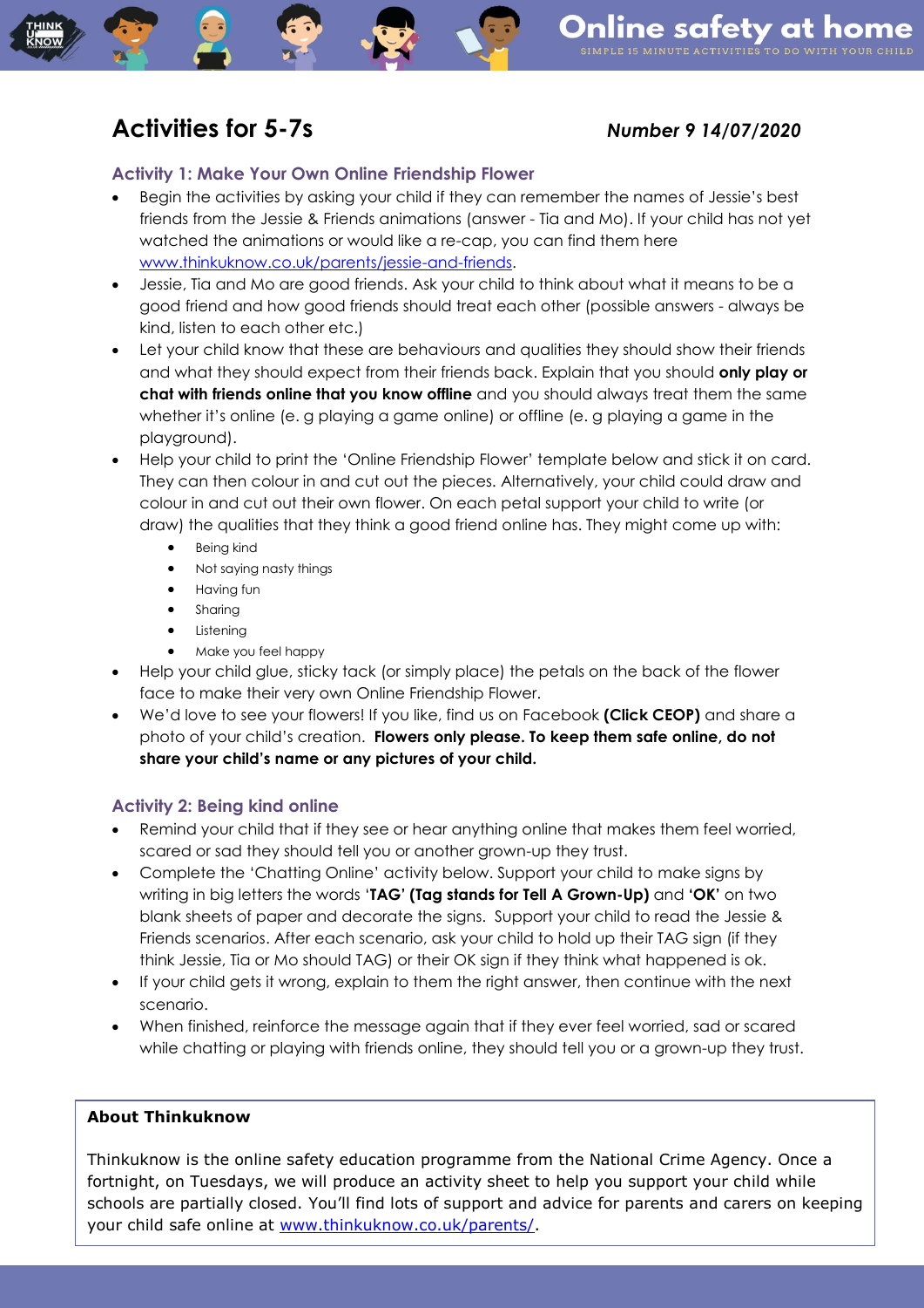# Activities for 5-7s

***Number 9 14/07/2020***

### Activity 1: Make Your Own Online Friendship Flower

- Begin the activities by asking your child if they can remember the names of Jessie's best friends from the Jessie & Friends animations (answer - Tia and Mo). If your child has not yet watched the animations or would like a re-cap, you can find them here www.thinkuknow.co.uk/parents/jessie-and-friends.
- Jessie, Tia and Mo are good friends. Ask your child to think about what it means to be a good friend and how good friends should treat each other (possible answers - always be kind, listen to each other etc.)
- Let your child know that these are behaviours and qualities they should show their friends and what they should expect from their friends back. Explain that you should **only play or chat with friends online that you know offline** and you should always treat them the same whether it's online (e. g playing a game online) or offline (e. g playing a game in the playground).
- Help your child to print the 'Online Friendship Flower' template below and stick it on card. They can then colour in and cut out the pieces. Alternatively, your child could draw and colour in and cut out their own flower. On each petal support your child to write (or draw) the qualities that they think a good friend online has. They might come up with:
  - Being kind
  - Not saying nasty things
  - Having fun
  - Sharing
  - Listening
  - Make you feel happy
- Help your child glue, sticky tack (or simply place) the petals on the back of the flower face to make their very own Online Friendship Flower.
- We'd love to see your flowers! If you like, find us on Facebook **(Click CEOP)** and share a photo of your child's creation. **Flowers only please. To keep them safe online, do not share your child's name or any pictures of your child.**

### Activity 2: Being kind online

- Remind your child that if they see or hear anything online that makes them feel worried, scared or sad they should tell you or another grown-up they trust.
- Complete the 'Chatting Online' activity below. Support your child to make signs by writing in big letters the words '**TAG**' **(Tag stands for Tell A Grown-Up)** and **'OK'** on two blank sheets of paper and decorate the signs. Support your child to read the Jessie & Friends scenarios. After each scenario, ask your child to hold up their TAG sign (if they think Jessie, Tia or Mo should TAG) or their OK sign if they think what happened is ok.
- If your child gets it wrong, explain to them the right answer, then continue with the next scenario.
- When finished, reinforce the message again that if they ever feel worried, sad or scared while chatting or playing with friends online, they should tell you or a grown-up they trust.

**About Thinkuknow**

Thinkuknow is the online safety education programme from the National Crime Agency. Once a fortnight, on Tuesdays, we will produce an activity sheet to help you support your child while schools are partially closed. You'll find lots of support and advice for parents and carers on keeping your child safe online at www.thinkuknow.co.uk/parents/.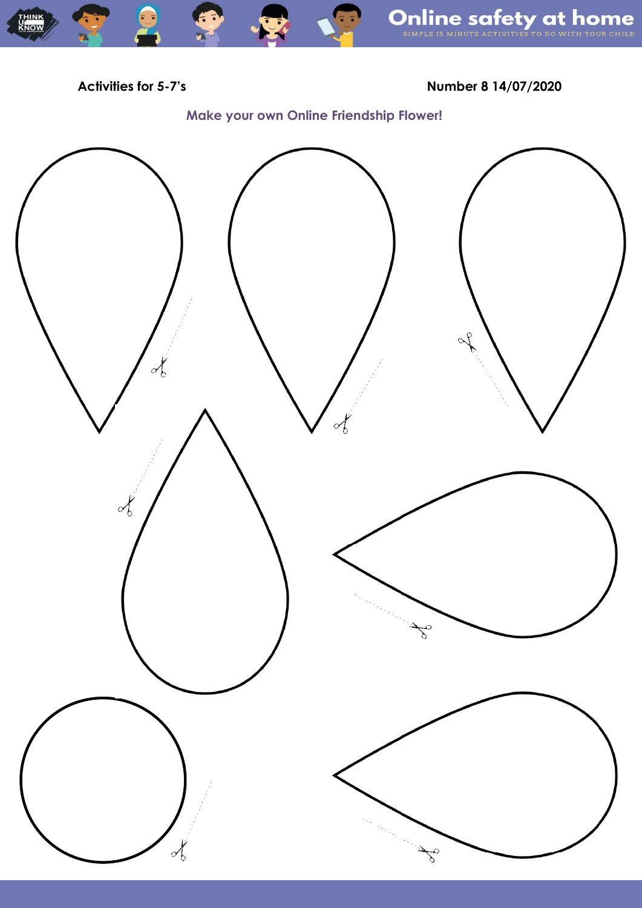Activities for 5-7's

Number 8 14/07/2020

## Make your own Online Friendship Flower!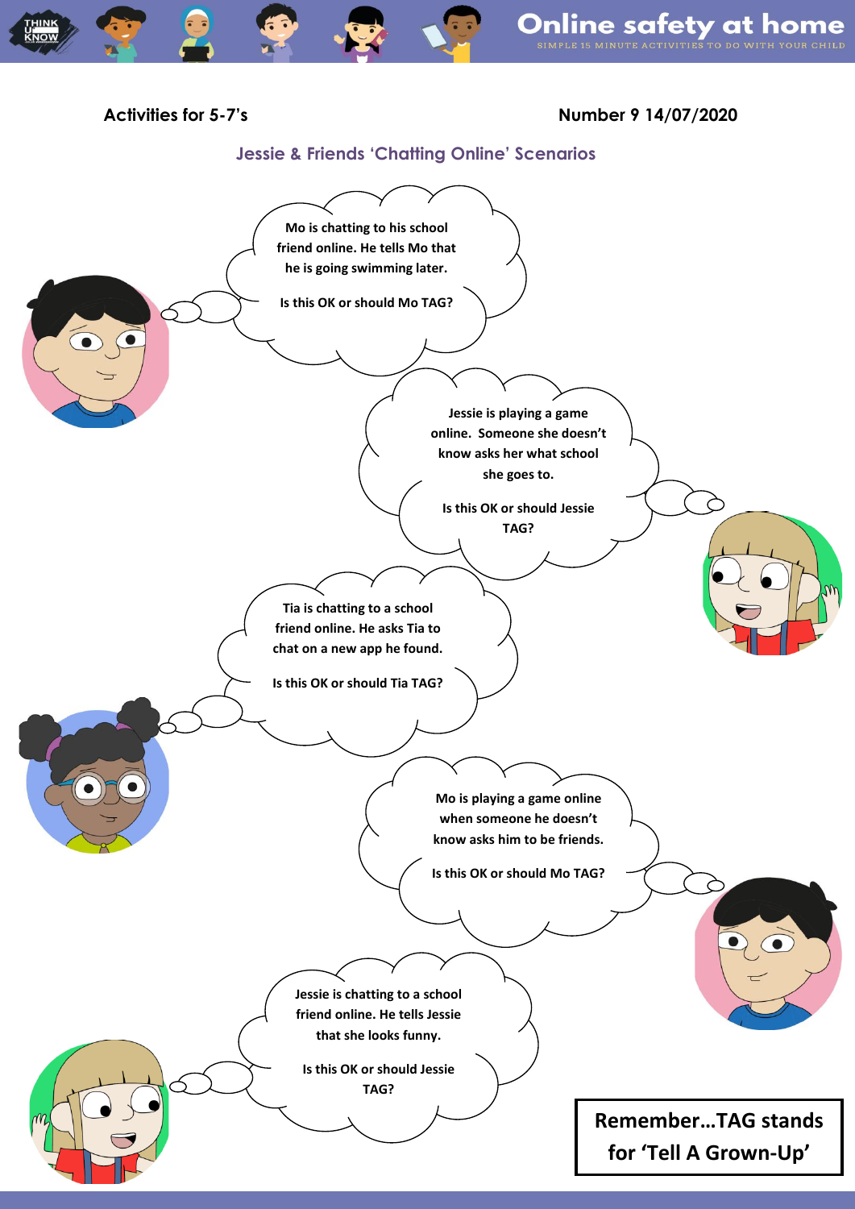**Activities for 5-7's** **Number 9 14/07/2020**

## Jessie & Friends 'Chatting Online' Scenarios

Mo is chatting to his school friend online. He tells Mo that he is going swimming later.

Is this OK or should Mo TAG?

Jessie is playing a game online. Someone she doesn't know asks her what school she goes to.

Is this OK or should Jessie TAG?

Tia is chatting to a school friend online. He asks Tia to chat on a new app he found.

Is this OK or should Tia TAG?

Mo is playing a game online when someone he doesn't know asks him to be friends.

Is this OK or should Mo TAG?

Jessie is chatting to a school friend online. He tells Jessie that she looks funny.

Is this OK or should Jessie TAG?

**Remember…TAG stands for 'Tell A Grown-Up'**